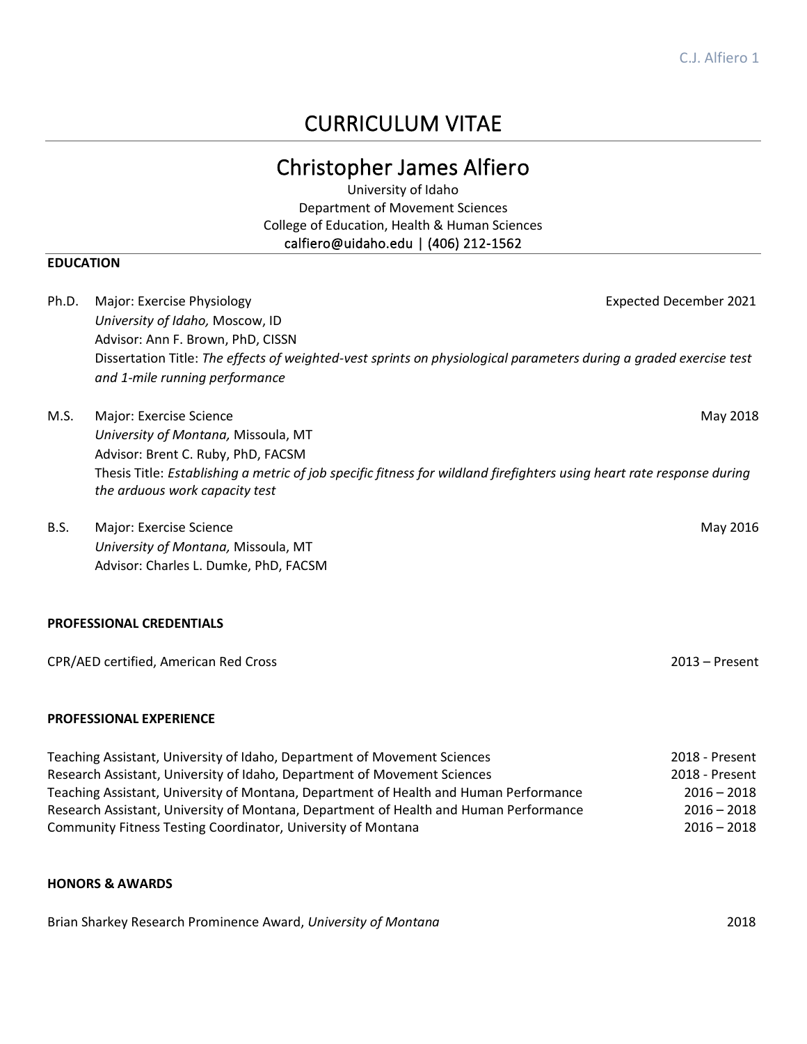# CURRICULUM VITAE

## Christopher James Alfiero

University of Idaho
Department of Movement Sciences
College of Education, Health & Human Sciences
calfiero@uidaho.edu | (406) 212-1562

### EDUCATION

Ph.D. Major: Exercise Physiology — Expected December 2021
*University of Idaho,* Moscow, ID
Advisor: Ann F. Brown, PhD, CISSN
Dissertation Title: *The effects of weighted-vest sprints on physiological parameters during a graded exercise test and 1-mile running performance*

M.S. Major: Exercise Science — May 2018
*University of Montana,* Missoula, MT
Advisor: Brent C. Ruby, PhD, FACSM
Thesis Title: *Establishing a metric of job specific fitness for wildland firefighters using heart rate response during the arduous work capacity test*

B.S. Major: Exercise Science — May 2016
*University of Montana,* Missoula, MT
Advisor: Charles L. Dumke, PhD, FACSM

### PROFESSIONAL CREDENTIALS

CPR/AED certified, American Red Cross — 2013 – Present

### PROFESSIONAL EXPERIENCE

Teaching Assistant, University of Idaho, Department of Movement Sciences — 2018 - Present
Research Assistant, University of Idaho, Department of Movement Sciences — 2018 - Present
Teaching Assistant, University of Montana, Department of Health and Human Performance — 2016 – 2018
Research Assistant, University of Montana, Department of Health and Human Performance — 2016 – 2018
Community Fitness Testing Coordinator, University of Montana — 2016 – 2018

### HONORS & AWARDS

Brian Sharkey Research Prominence Award, *University of Montana* — 2018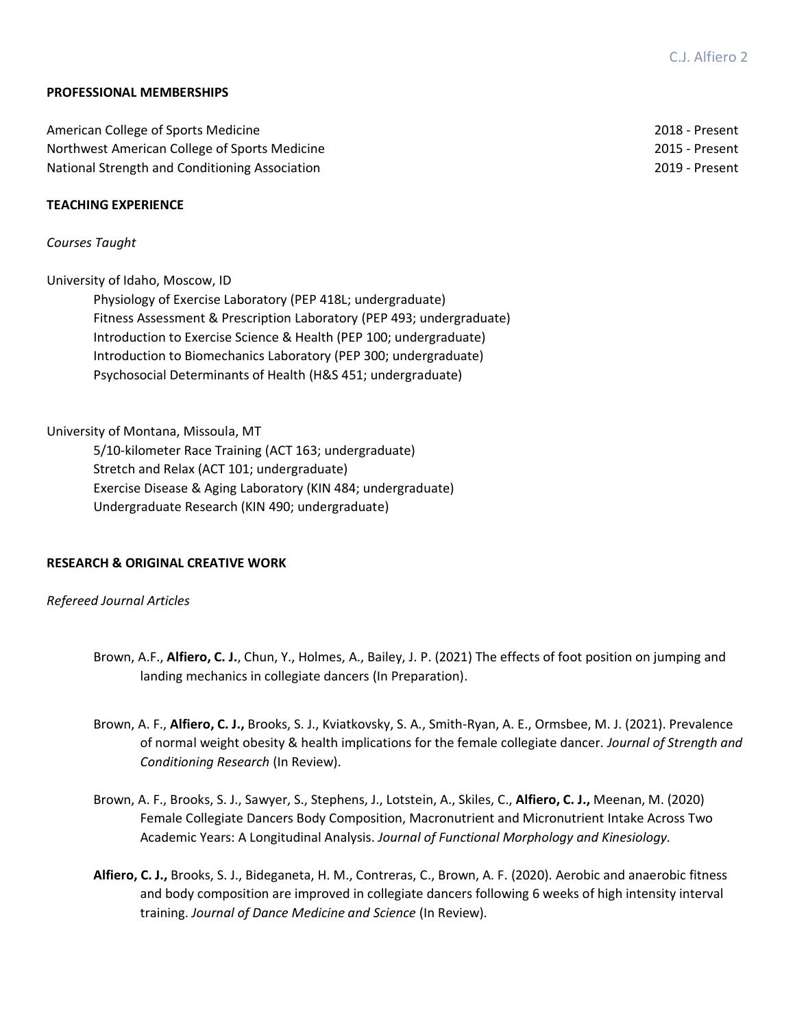## PROFESSIONAL MEMBERSHIPS

American College of Sports Medicine — 2018 - Present
Northwest American College of Sports Medicine — 2015 - Present
National Strength and Conditioning Association — 2019 - Present

## TEACHING EXPERIENCE

*Courses Taught*

University of Idaho, Moscow, ID

- Physiology of Exercise Laboratory (PEP 418L; undergraduate)
- Fitness Assessment & Prescription Laboratory (PEP 493; undergraduate)
- Introduction to Exercise Science & Health (PEP 100; undergraduate)
- Introduction to Biomechanics Laboratory (PEP 300; undergraduate)
- Psychosocial Determinants of Health (H&S 451; undergraduate)

University of Montana, Missoula, MT

- 5/10-kilometer Race Training (ACT 163; undergraduate)
- Stretch and Relax (ACT 101; undergraduate)
- Exercise Disease & Aging Laboratory (KIN 484; undergraduate)
- Undergraduate Research (KIN 490; undergraduate)

## RESEARCH & ORIGINAL CREATIVE WORK

*Refereed Journal Articles*

Brown, A.F., **Alfiero, C. J.**, Chun, Y., Holmes, A., Bailey, J. P. (2021) The effects of foot position on jumping and landing mechanics in collegiate dancers (In Preparation).

Brown, A. F., **Alfiero, C. J.,** Brooks, S. J., Kviatkovsky, S. A., Smith-Ryan, A. E., Ormsbee, M. J. (2021). Prevalence of normal weight obesity & health implications for the female collegiate dancer. *Journal of Strength and Conditioning Research* (In Review).

Brown, A. F., Brooks, S. J., Sawyer, S., Stephens, J., Lotstein, A., Skiles, C., **Alfiero, C. J.,** Meenan, M. (2020) Female Collegiate Dancers Body Composition, Macronutrient and Micronutrient Intake Across Two Academic Years: A Longitudinal Analysis. *Journal of Functional Morphology and Kinesiology.*

**Alfiero, C. J.,** Brooks, S. J., Bideganeta, H. M., Contreras, C., Brown, A. F. (2020). Aerobic and anaerobic fitness and body composition are improved in collegiate dancers following 6 weeks of high intensity interval training. *Journal of Dance Medicine and Science* (In Review).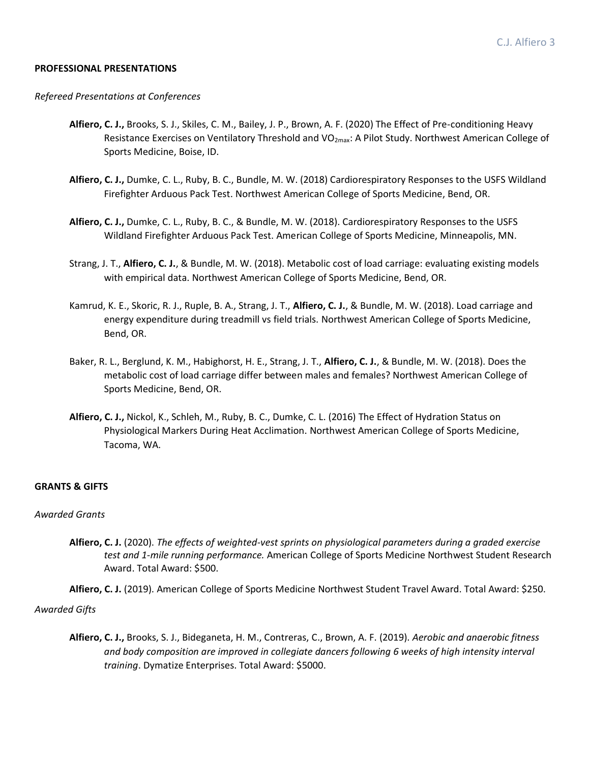**PROFESSIONAL PRESENTATIONS**

*Refereed Presentations at Conferences*

**Alfiero, C. J.,** Brooks, S. J., Skiles, C. M., Bailey, J. P., Brown, A. F. (2020) The Effect of Pre-conditioning Heavy Resistance Exercises on Ventilatory Threshold and $VO_{2max}$: A Pilot Study. Northwest American College of Sports Medicine, Boise, ID.

**Alfiero, C. J.,** Dumke, C. L., Ruby, B. C., Bundle, M. W. (2018) Cardiorespiratory Responses to the USFS Wildland Firefighter Arduous Pack Test. Northwest American College of Sports Medicine, Bend, OR.

**Alfiero, C. J.,** Dumke, C. L., Ruby, B. C., & Bundle, M. W. (2018). Cardiorespiratory Responses to the USFS Wildland Firefighter Arduous Pack Test. American College of Sports Medicine, Minneapolis, MN.

Strang, J. T., **Alfiero, C. J.**, & Bundle, M. W. (2018). Metabolic cost of load carriage: evaluating existing models with empirical data. Northwest American College of Sports Medicine, Bend, OR.

Kamrud, K. E., Skoric, R. J., Ruple, B. A., Strang, J. T., **Alfiero, C. J.**, & Bundle, M. W. (2018). Load carriage and energy expenditure during treadmill vs field trials. Northwest American College of Sports Medicine, Bend, OR.

Baker, R. L., Berglund, K. M., Habighorst, H. E., Strang, J. T., **Alfiero, C. J.**, & Bundle, M. W. (2018). Does the metabolic cost of load carriage differ between males and females? Northwest American College of Sports Medicine, Bend, OR.

**Alfiero, C. J.,** Nickol, K., Schleh, M., Ruby, B. C., Dumke, C. L. (2016) The Effect of Hydration Status on Physiological Markers During Heat Acclimation. Northwest American College of Sports Medicine, Tacoma, WA.

**GRANTS & GIFTS**

*Awarded Grants*

**Alfiero, C. J.** (2020). *The effects of weighted-vest sprints on physiological parameters during a graded exercise test and 1-mile running performance.* American College of Sports Medicine Northwest Student Research Award. Total Award: $500.

**Alfiero, C. J.** (2019). American College of Sports Medicine Northwest Student Travel Award. Total Award: $250.

*Awarded Gifts*

**Alfiero, C. J.,** Brooks, S. J., Bideganeta, H. M., Contreras, C., Brown, A. F. (2019). *Aerobic and anaerobic fitness and body composition are improved in collegiate dancers following 6 weeks of high intensity interval training*. Dymatize Enterprises. Total Award: $5000.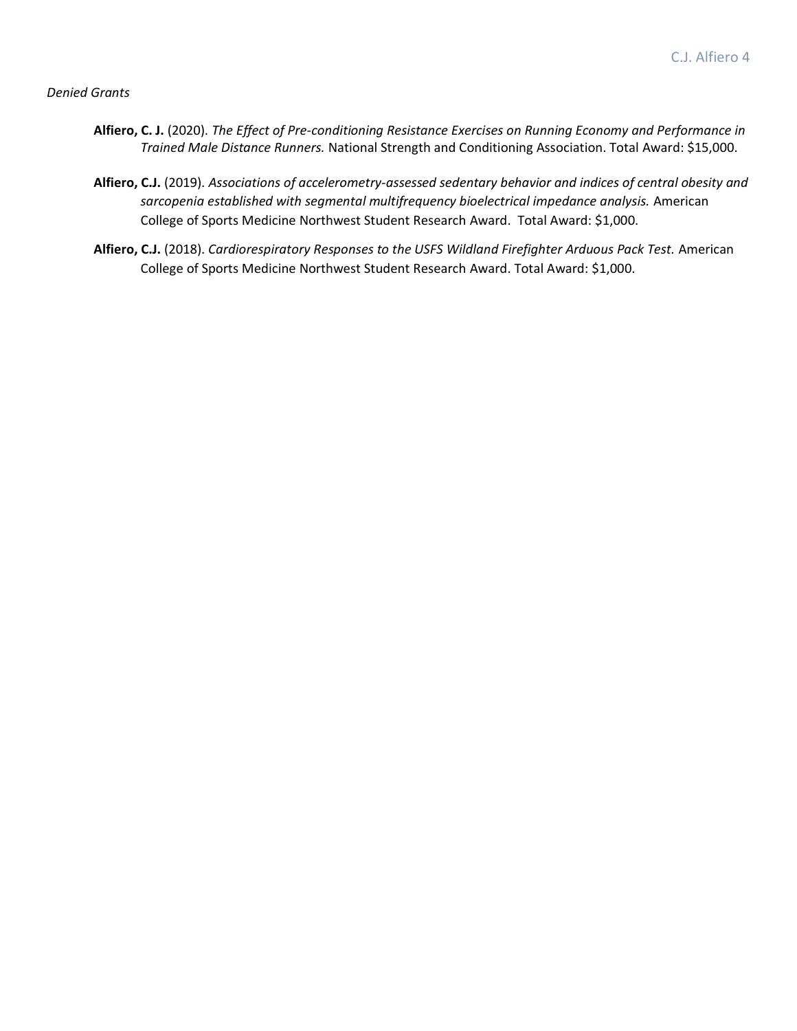*Denied Grants*

**Alfiero, C. J.** (2020). *The Effect of Pre-conditioning Resistance Exercises on Running Economy and Performance in Trained Male Distance Runners.* National Strength and Conditioning Association. Total Award: $15,000.

**Alfiero, C.J.** (2019). *Associations of accelerometry-assessed sedentary behavior and indices of central obesity and sarcopenia established with segmental multifrequency bioelectrical impedance analysis.* American College of Sports Medicine Northwest Student Research Award. Total Award: $1,000.

**Alfiero, C.J.** (2018). *Cardiorespiratory Responses to the USFS Wildland Firefighter Arduous Pack Test.* American College of Sports Medicine Northwest Student Research Award. Total Award: $1,000.